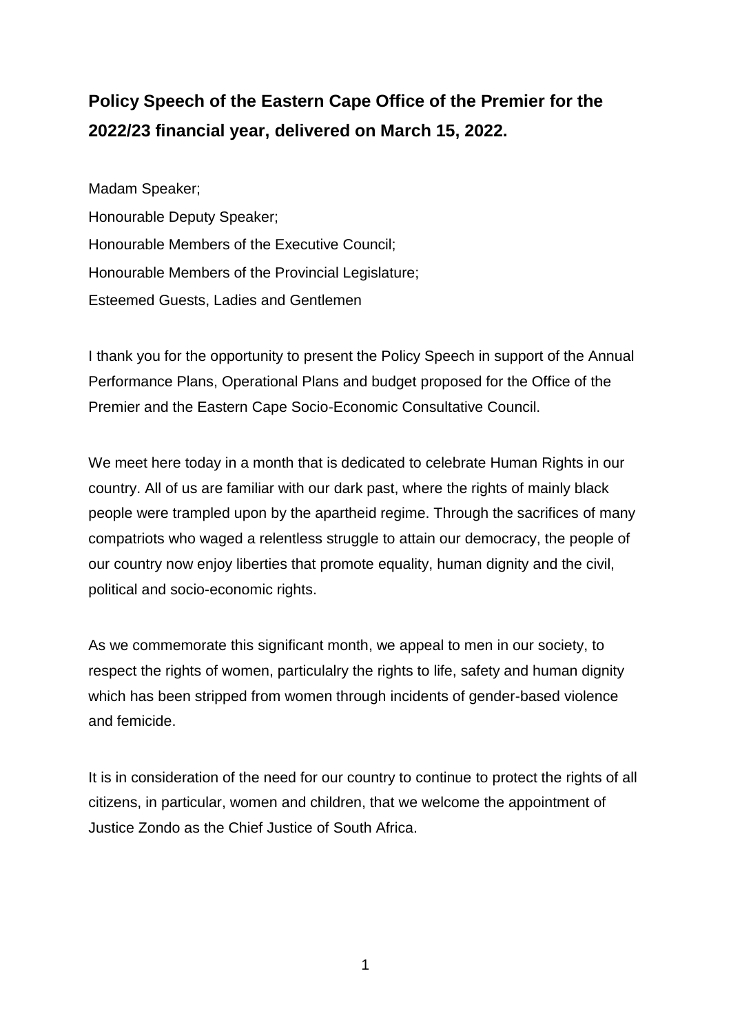# Policy Speech of the Eastern Cape Office of the Premier for the 2022/23 financial year, delivered on March 15, 2022.

Madam Speaker;
Honourable Deputy Speaker;
Honourable Members of the Executive Council;
Honourable Members of the Provincial Legislature;
Esteemed Guests, Ladies and Gentlemen

I thank you for the opportunity to present the Policy Speech in support of the Annual Performance Plans, Operational Plans and budget proposed for the Office of the Premier and the Eastern Cape Socio-Economic Consultative Council.

We meet here today in a month that is dedicated to celebrate Human Rights in our country. All of us are familiar with our dark past, where the rights of mainly black people were trampled upon by the apartheid regime. Through the sacrifices of many compatriots who waged a relentless struggle to attain our democracy, the people of our country now enjoy liberties that promote equality, human dignity and the civil, political and socio-economic rights.

As we commemorate this significant month, we appeal to men in our society, to respect the rights of women, particulalry the rights to life, safety and human dignity which has been stripped from women through incidents of gender-based violence and femicide.

It is in consideration of the need for our country to continue to protect the rights of all citizens, in particular, women and children, that we welcome the appointment of Justice Zondo as the Chief Justice of South Africa.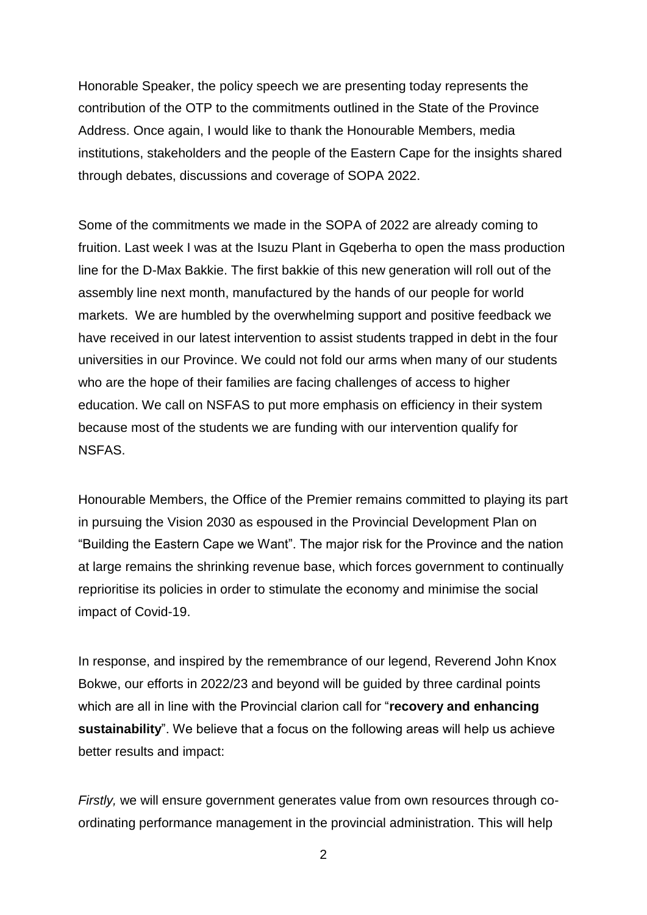Honorable Speaker, the policy speech we are presenting today represents the contribution of the OTP to the commitments outlined in the State of the Province Address. Once again, I would like to thank the Honourable Members, media institutions, stakeholders and the people of the Eastern Cape for the insights shared through debates, discussions and coverage of SOPA 2022.

Some of the commitments we made in the SOPA of 2022 are already coming to fruition. Last week I was at the Isuzu Plant in Gqeberha to open the mass production line for the D-Max Bakkie. The first bakkie of this new generation will roll out of the assembly line next month, manufactured by the hands of our people for world markets. We are humbled by the overwhelming support and positive feedback we have received in our latest intervention to assist students trapped in debt in the four universities in our Province. We could not fold our arms when many of our students who are the hope of their families are facing challenges of access to higher education. We call on NSFAS to put more emphasis on efficiency in their system because most of the students we are funding with our intervention qualify for NSFAS.

Honourable Members, the Office of the Premier remains committed to playing its part in pursuing the Vision 2030 as espoused in the Provincial Development Plan on "Building the Eastern Cape we Want". The major risk for the Province and the nation at large remains the shrinking revenue base, which forces government to continually reprioritise its policies in order to stimulate the economy and minimise the social impact of Covid-19.

In response, and inspired by the remembrance of our legend, Reverend John Knox Bokwe, our efforts in 2022/23 and beyond will be guided by three cardinal points which are all in line with the Provincial clarion call for "**recovery and enhancing sustainability**". We believe that a focus on the following areas will help us achieve better results and impact:

*Firstly,* we will ensure government generates value from own resources through co-ordinating performance management in the provincial administration. This will help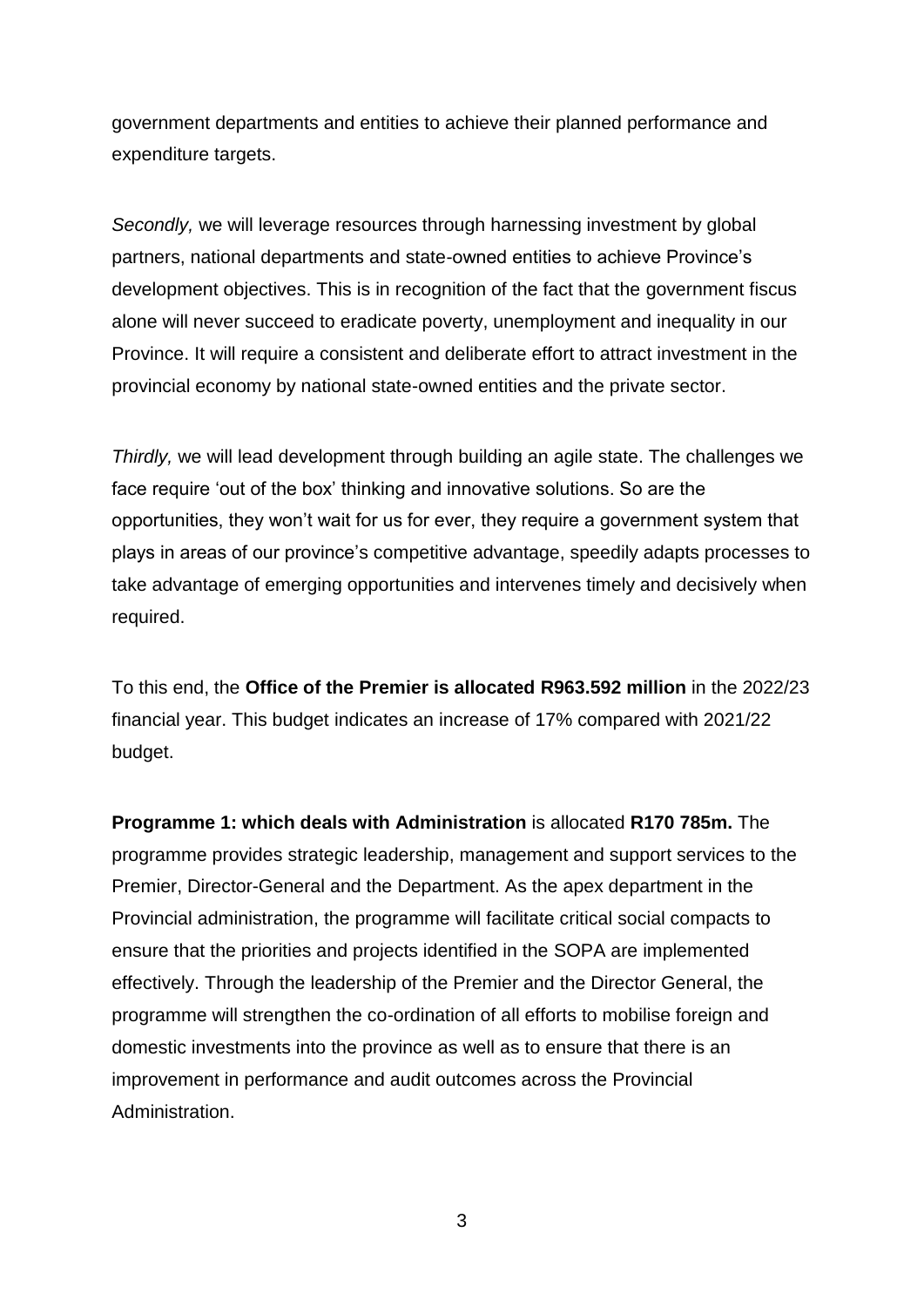government departments and entities to achieve their planned performance and expenditure targets.

*Secondly,* we will leverage resources through harnessing investment by global partners, national departments and state-owned entities to achieve Province's development objectives. This is in recognition of the fact that the government fiscus alone will never succeed to eradicate poverty, unemployment and inequality in our Province. It will require a consistent and deliberate effort to attract investment in the provincial economy by national state-owned entities and the private sector.

*Thirdly,* we will lead development through building an agile state. The challenges we face require 'out of the box' thinking and innovative solutions. So are the opportunities, they won't wait for us for ever, they require a government system that plays in areas of our province's competitive advantage, speedily adapts processes to take advantage of emerging opportunities and intervenes timely and decisively when required.

To this end, the **Office of the Premier is allocated R963.592 million** in the 2022/23 financial year. This budget indicates an increase of 17% compared with 2021/22 budget.

**Programme 1: which deals with Administration** is allocated **R170 785m.** The programme provides strategic leadership, management and support services to the Premier, Director-General and the Department. As the apex department in the Provincial administration, the programme will facilitate critical social compacts to ensure that the priorities and projects identified in the SOPA are implemented effectively. Through the leadership of the Premier and the Director General, the programme will strengthen the co-ordination of all efforts to mobilise foreign and domestic investments into the province as well as to ensure that there is an improvement in performance and audit outcomes across the Provincial Administration.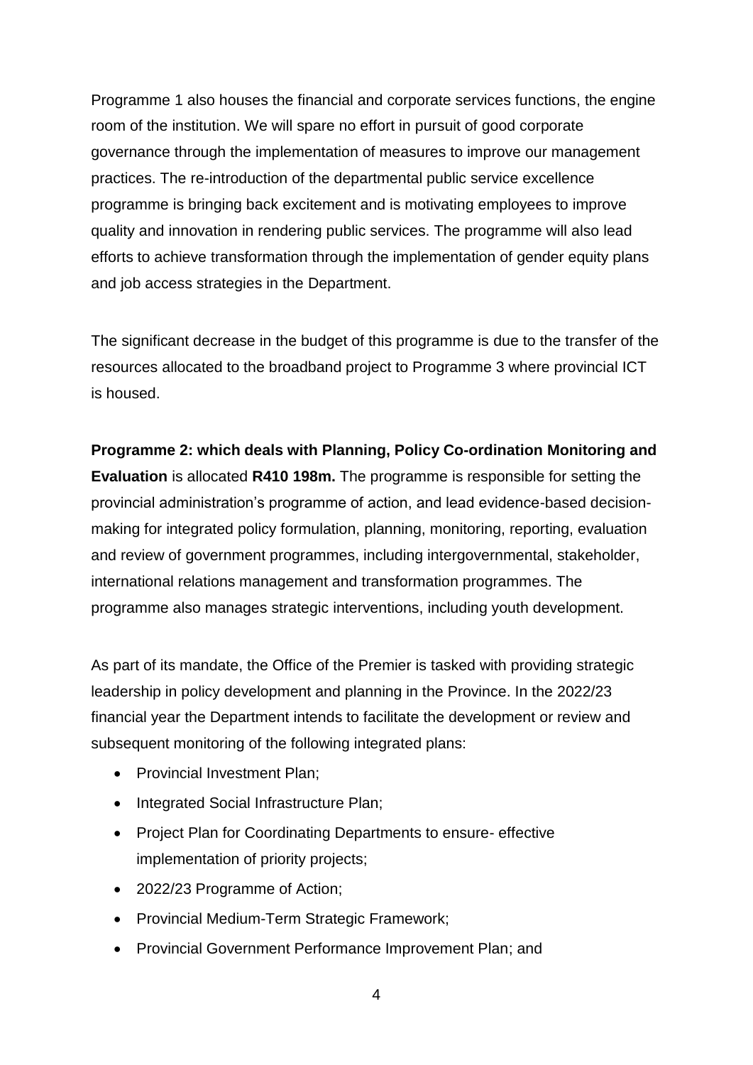Programme 1 also houses the financial and corporate services functions, the engine room of the institution. We will spare no effort in pursuit of good corporate governance through the implementation of measures to improve our management practices. The re-introduction of the departmental public service excellence programme is bringing back excitement and is motivating employees to improve quality and innovation in rendering public services. The programme will also lead efforts to achieve transformation through the implementation of gender equity plans and job access strategies in the Department.

The significant decrease in the budget of this programme is due to the transfer of the resources allocated to the broadband project to Programme 3 where provincial ICT is housed.

**Programme 2: which deals with Planning, Policy Co-ordination Monitoring and Evaluation** is allocated **R410 198m.** The programme is responsible for setting the provincial administration's programme of action, and lead evidence-based decision-making for integrated policy formulation, planning, monitoring, reporting, evaluation and review of government programmes, including intergovernmental, stakeholder, international relations management and transformation programmes. The programme also manages strategic interventions, including youth development.

As part of its mandate, the Office of the Premier is tasked with providing strategic leadership in policy development and planning in the Province. In the 2022/23 financial year the Department intends to facilitate the development or review and subsequent monitoring of the following integrated plans:

- Provincial Investment Plan;
- Integrated Social Infrastructure Plan;
- Project Plan for Coordinating Departments to ensure- effective implementation of priority projects;
- 2022/23 Programme of Action;
- Provincial Medium-Term Strategic Framework;
- Provincial Government Performance Improvement Plan; and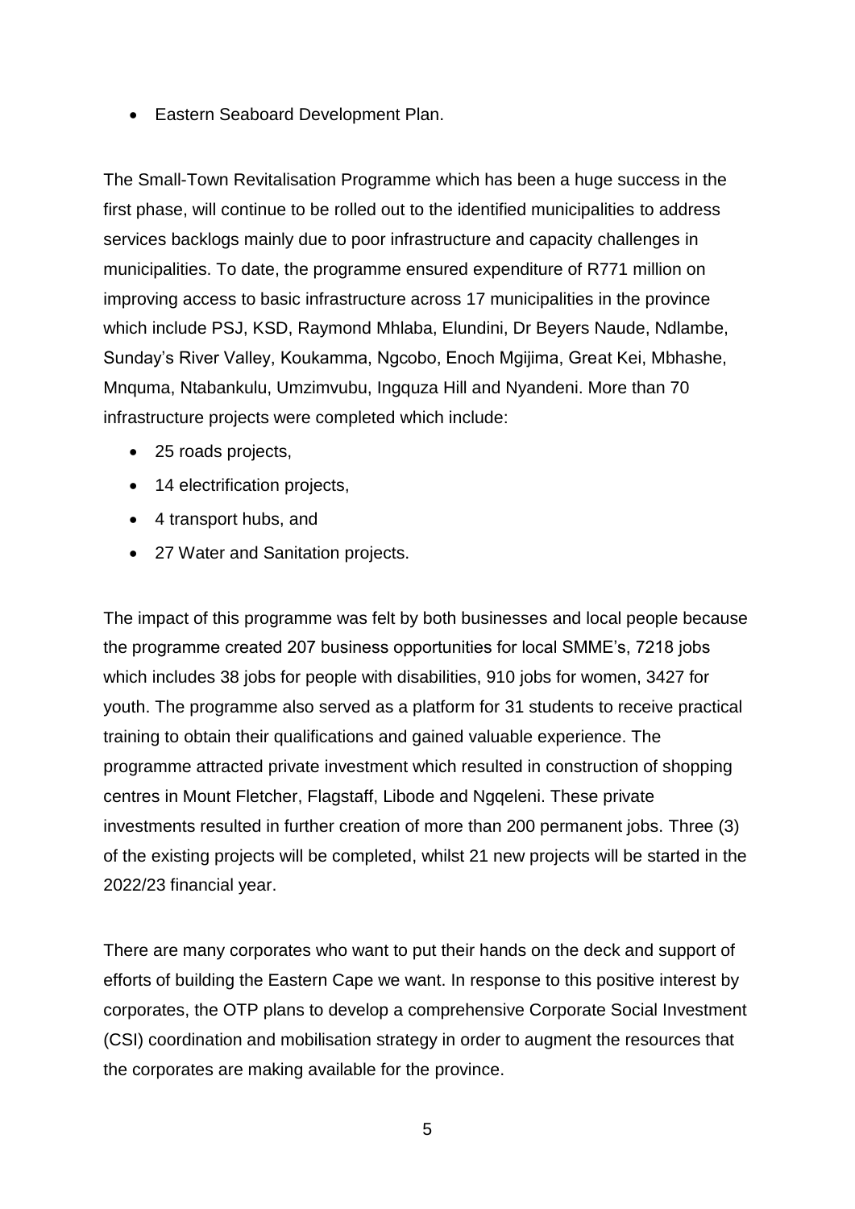- Eastern Seaboard Development Plan.

The Small-Town Revitalisation Programme which has been a huge success in the first phase, will continue to be rolled out to the identified municipalities to address services backlogs mainly due to poor infrastructure and capacity challenges in municipalities. To date, the programme ensured expenditure of R771 million on improving access to basic infrastructure across 17 municipalities in the province which include PSJ, KSD, Raymond Mhlaba, Elundini, Dr Beyers Naude, Ndlambe, Sunday's River Valley, Koukamma, Ngcobo, Enoch Mgijima, Great Kei, Mbhashe, Mnquma, Ntabankulu, Umzimvubu, Ingquza Hill and Nyandeni. More than 70 infrastructure projects were completed which include:

- 25 roads projects,
- 14 electrification projects,
- 4 transport hubs, and
- 27 Water and Sanitation projects.

The impact of this programme was felt by both businesses and local people because the programme created 207 business opportunities for local SMME's, 7218 jobs which includes 38 jobs for people with disabilities, 910 jobs for women, 3427 for youth. The programme also served as a platform for 31 students to receive practical training to obtain their qualifications and gained valuable experience. The programme attracted private investment which resulted in construction of shopping centres in Mount Fletcher, Flagstaff, Libode and Ngqeleni. These private investments resulted in further creation of more than 200 permanent jobs. Three (3) of the existing projects will be completed, whilst 21 new projects will be started in the 2022/23 financial year.

There are many corporates who want to put their hands on the deck and support of efforts of building the Eastern Cape we want. In response to this positive interest by corporates, the OTP plans to develop a comprehensive Corporate Social Investment (CSI) coordination and mobilisation strategy in order to augment the resources that the corporates are making available for the province.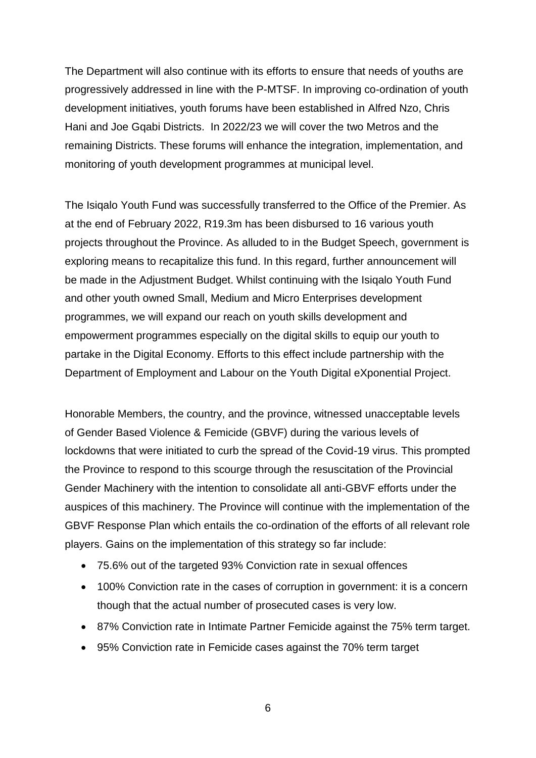The Department will also continue with its efforts to ensure that needs of youths are progressively addressed in line with the P-MTSF. In improving co-ordination of youth development initiatives, youth forums have been established in Alfred Nzo, Chris Hani and Joe Gqabi Districts. In 2022/23 we will cover the two Metros and the remaining Districts. These forums will enhance the integration, implementation, and monitoring of youth development programmes at municipal level.

The Isiqalo Youth Fund was successfully transferred to the Office of the Premier. As at the end of February 2022, R19.3m has been disbursed to 16 various youth projects throughout the Province. As alluded to in the Budget Speech, government is exploring means to recapitalize this fund. In this regard, further announcement will be made in the Adjustment Budget. Whilst continuing with the Isiqalo Youth Fund and other youth owned Small, Medium and Micro Enterprises development programmes, we will expand our reach on youth skills development and empowerment programmes especially on the digital skills to equip our youth to partake in the Digital Economy. Efforts to this effect include partnership with the Department of Employment and Labour on the Youth Digital eXponential Project.

Honorable Members, the country, and the province, witnessed unacceptable levels of Gender Based Violence & Femicide (GBVF) during the various levels of lockdowns that were initiated to curb the spread of the Covid-19 virus. This prompted the Province to respond to this scourge through the resuscitation of the Provincial Gender Machinery with the intention to consolidate all anti-GBVF efforts under the auspices of this machinery. The Province will continue with the implementation of the GBVF Response Plan which entails the co-ordination of the efforts of all relevant role players. Gains on the implementation of this strategy so far include:

- 75.6% out of the targeted 93% Conviction rate in sexual offences
- 100% Conviction rate in the cases of corruption in government: it is a concern though that the actual number of prosecuted cases is very low.
- 87% Conviction rate in Intimate Partner Femicide against the 75% term target.
- 95% Conviction rate in Femicide cases against the 70% term target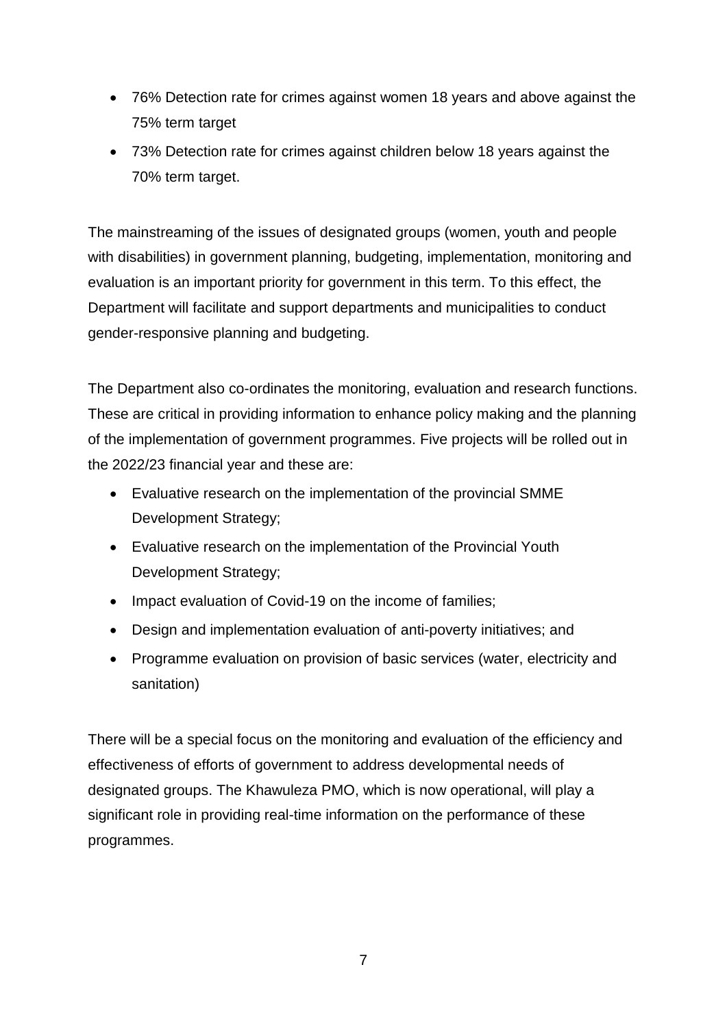- 76% Detection rate for crimes against women 18 years and above against the 75% term target
- 73% Detection rate for crimes against children below 18 years against the 70% term target.

The mainstreaming of the issues of designated groups (women, youth and people with disabilities) in government planning, budgeting, implementation, monitoring and evaluation is an important priority for government in this term. To this effect, the Department will facilitate and support departments and municipalities to conduct gender-responsive planning and budgeting.

The Department also co-ordinates the monitoring, evaluation and research functions. These are critical in providing information to enhance policy making and the planning of the implementation of government programmes. Five projects will be rolled out in the 2022/23 financial year and these are:

- Evaluative research on the implementation of the provincial SMME Development Strategy;
- Evaluative research on the implementation of the Provincial Youth Development Strategy;
- Impact evaluation of Covid-19 on the income of families;
- Design and implementation evaluation of anti-poverty initiatives; and
- Programme evaluation on provision of basic services (water, electricity and sanitation)

There will be a special focus on the monitoring and evaluation of the efficiency and effectiveness of efforts of government to address developmental needs of designated groups. The Khawuleza PMO, which is now operational, will play a significant role in providing real-time information on the performance of these programmes.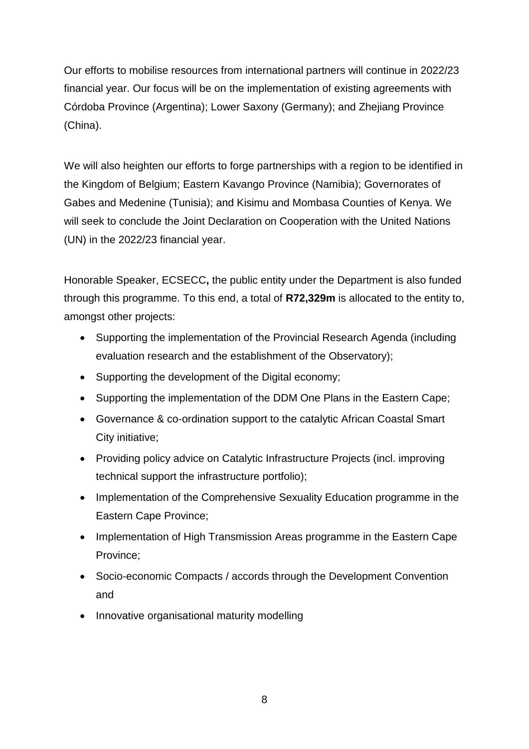Our efforts to mobilise resources from international partners will continue in 2022/23 financial year. Our focus will be on the implementation of existing agreements with Córdoba Province (Argentina); Lower Saxony (Germany); and Zhejiang Province (China).

We will also heighten our efforts to forge partnerships with a region to be identified in the Kingdom of Belgium; Eastern Kavango Province (Namibia); Governorates of Gabes and Medenine (Tunisia); and Kisimu and Mombasa Counties of Kenya. We will seek to conclude the Joint Declaration on Cooperation with the United Nations (UN) in the 2022/23 financial year.

Honorable Speaker, ECSECC**,** the public entity under the Department is also funded through this programme. To this end, a total of **R72,329m** is allocated to the entity to, amongst other projects:

- Supporting the implementation of the Provincial Research Agenda (including evaluation research and the establishment of the Observatory);
- Supporting the development of the Digital economy;
- Supporting the implementation of the DDM One Plans in the Eastern Cape;
- Governance & co-ordination support to the catalytic African Coastal Smart City initiative;
- Providing policy advice on Catalytic Infrastructure Projects (incl. improving technical support the infrastructure portfolio);
- Implementation of the Comprehensive Sexuality Education programme in the Eastern Cape Province;
- Implementation of High Transmission Areas programme in the Eastern Cape Province;
- Socio-economic Compacts / accords through the Development Convention and
- Innovative organisational maturity modelling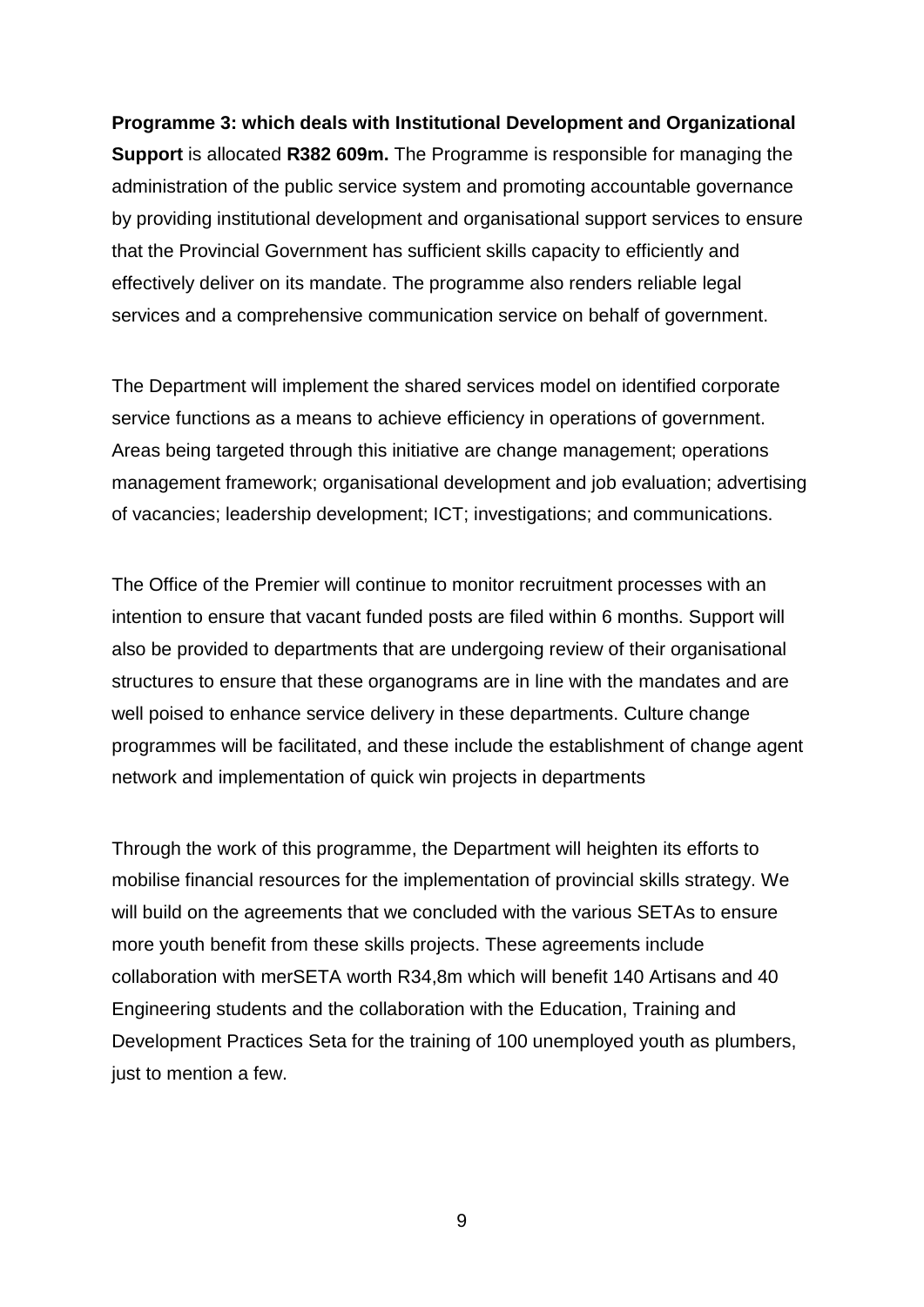**Programme 3: which deals with Institutional Development and Organizational Support** is allocated **R382 609m.** The Programme is responsible for managing the administration of the public service system and promoting accountable governance by providing institutional development and organisational support services to ensure that the Provincial Government has sufficient skills capacity to efficiently and effectively deliver on its mandate. The programme also renders reliable legal services and a comprehensive communication service on behalf of government.

The Department will implement the shared services model on identified corporate service functions as a means to achieve efficiency in operations of government. Areas being targeted through this initiative are change management; operations management framework; organisational development and job evaluation; advertising of vacancies; leadership development; ICT; investigations; and communications.

The Office of the Premier will continue to monitor recruitment processes with an intention to ensure that vacant funded posts are filed within 6 months. Support will also be provided to departments that are undergoing review of their organisational structures to ensure that these organograms are in line with the mandates and are well poised to enhance service delivery in these departments. Culture change programmes will be facilitated, and these include the establishment of change agent network and implementation of quick win projects in departments

Through the work of this programme, the Department will heighten its efforts to mobilise financial resources for the implementation of provincial skills strategy. We will build on the agreements that we concluded with the various SETAs to ensure more youth benefit from these skills projects. These agreements include collaboration with merSETA worth R34,8m which will benefit 140 Artisans and 40 Engineering students and the collaboration with the Education, Training and Development Practices Seta for the training of 100 unemployed youth as plumbers, just to mention a few.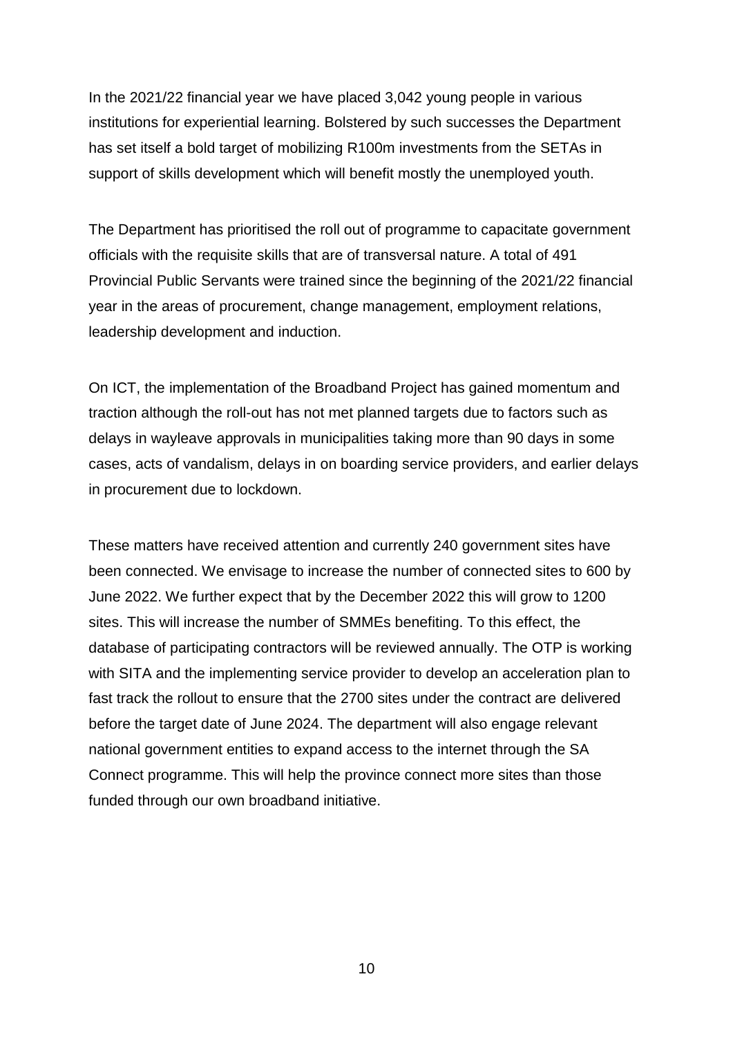In the 2021/22 financial year we have placed 3,042 young people in various institutions for experiential learning. Bolstered by such successes the Department has set itself a bold target of mobilizing R100m investments from the SETAs in support of skills development which will benefit mostly the unemployed youth.

The Department has prioritised the roll out of programme to capacitate government officials with the requisite skills that are of transversal nature. A total of 491 Provincial Public Servants were trained since the beginning of the 2021/22 financial year in the areas of procurement, change management, employment relations, leadership development and induction.

On ICT, the implementation of the Broadband Project has gained momentum and traction although the roll-out has not met planned targets due to factors such as delays in wayleave approvals in municipalities taking more than 90 days in some cases, acts of vandalism, delays in on boarding service providers, and earlier delays in procurement due to lockdown.

These matters have received attention and currently 240 government sites have been connected. We envisage to increase the number of connected sites to 600 by June 2022. We further expect that by the December 2022 this will grow to 1200 sites. This will increase the number of SMMEs benefiting. To this effect, the database of participating contractors will be reviewed annually. The OTP is working with SITA and the implementing service provider to develop an acceleration plan to fast track the rollout to ensure that the 2700 sites under the contract are delivered before the target date of June 2024. The department will also engage relevant national government entities to expand access to the internet through the SA Connect programme. This will help the province connect more sites than those funded through our own broadband initiative.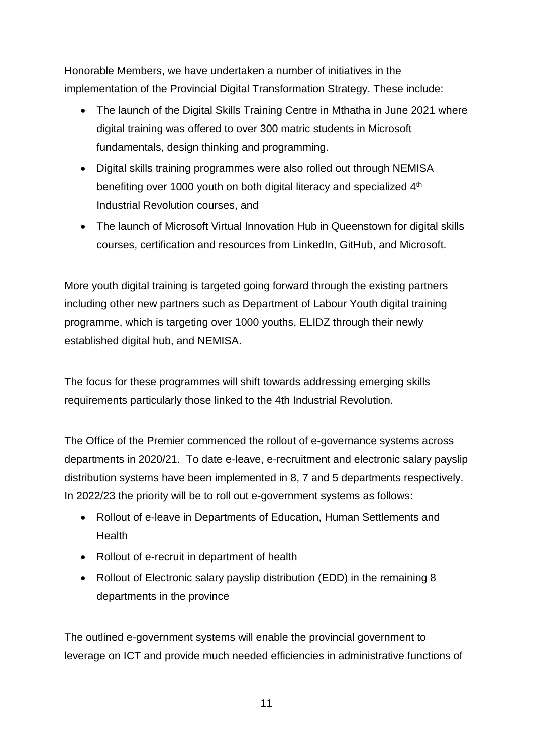Honorable Members, we have undertaken a number of initiatives in the implementation of the Provincial Digital Transformation Strategy. These include:

- The launch of the Digital Skills Training Centre in Mthatha in June 2021 where digital training was offered to over 300 matric students in Microsoft fundamentals, design thinking and programming.
- Digital skills training programmes were also rolled out through NEMISA benefiting over 1000 youth on both digital literacy and specialized 4th Industrial Revolution courses, and
- The launch of Microsoft Virtual Innovation Hub in Queenstown for digital skills courses, certification and resources from LinkedIn, GitHub, and Microsoft.

More youth digital training is targeted going forward through the existing partners including other new partners such as Department of Labour Youth digital training programme, which is targeting over 1000 youths, ELIDZ through their newly established digital hub, and NEMISA.

The focus for these programmes will shift towards addressing emerging skills requirements particularly those linked to the 4th Industrial Revolution.

The Office of the Premier commenced the rollout of e-governance systems across departments in 2020/21. To date e-leave, e-recruitment and electronic salary payslip distribution systems have been implemented in 8, 7 and 5 departments respectively. In 2022/23 the priority will be to roll out e-government systems as follows:

- Rollout of e-leave in Departments of Education, Human Settlements and Health
- Rollout of e-recruit in department of health
- Rollout of Electronic salary payslip distribution (EDD) in the remaining 8 departments in the province

The outlined e-government systems will enable the provincial government to leverage on ICT and provide much needed efficiencies in administrative functions of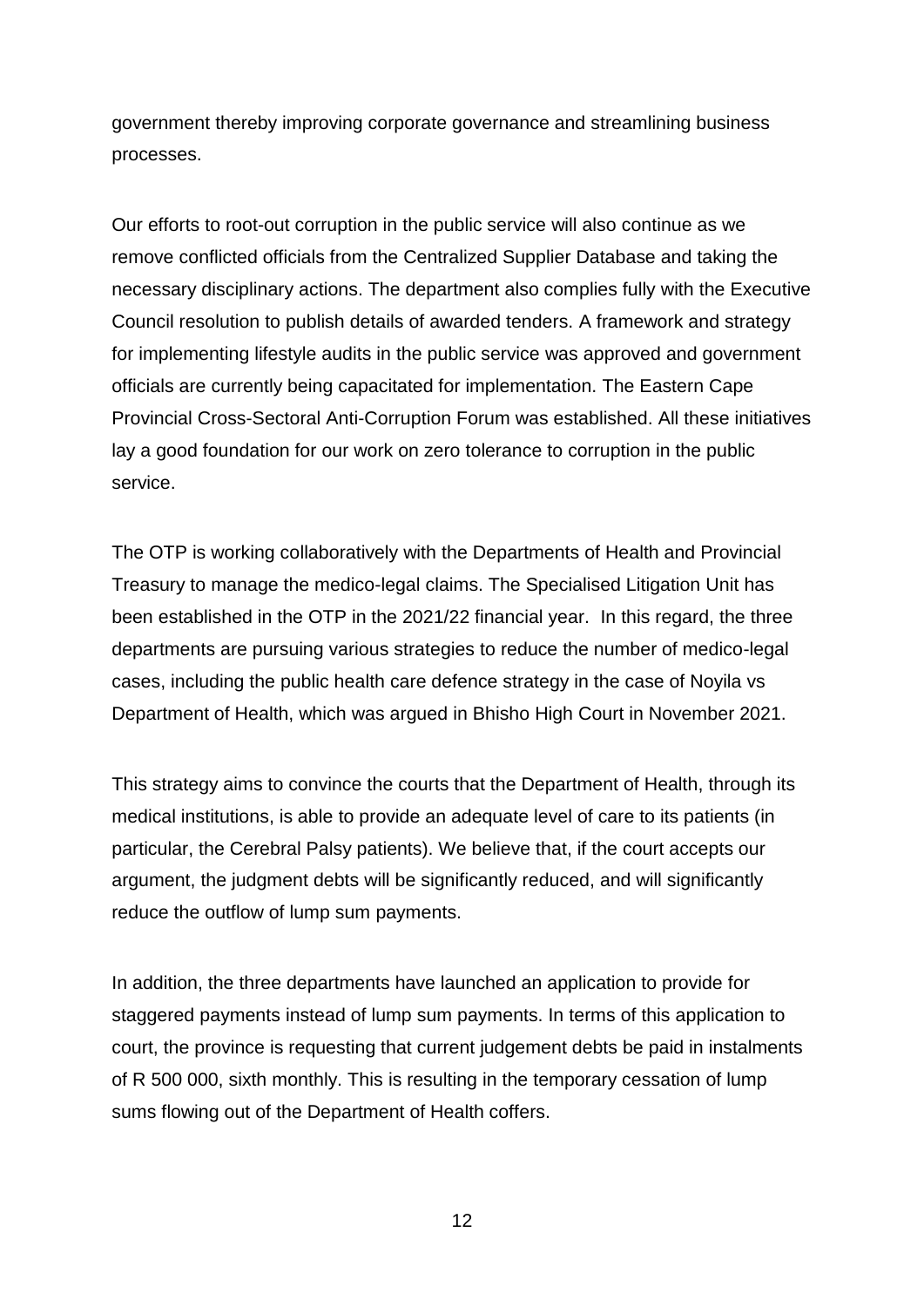government thereby improving corporate governance and streamlining business processes.

Our efforts to root-out corruption in the public service will also continue as we remove conflicted officials from the Centralized Supplier Database and taking the necessary disciplinary actions. The department also complies fully with the Executive Council resolution to publish details of awarded tenders. A framework and strategy for implementing lifestyle audits in the public service was approved and government officials are currently being capacitated for implementation. The Eastern Cape Provincial Cross-Sectoral Anti-Corruption Forum was established. All these initiatives lay a good foundation for our work on zero tolerance to corruption in the public service.

The OTP is working collaboratively with the Departments of Health and Provincial Treasury to manage the medico-legal claims. The Specialised Litigation Unit has been established in the OTP in the 2021/22 financial year. In this regard, the three departments are pursuing various strategies to reduce the number of medico-legal cases, including the public health care defence strategy in the case of Noyila vs Department of Health, which was argued in Bhisho High Court in November 2021.

This strategy aims to convince the courts that the Department of Health, through its medical institutions, is able to provide an adequate level of care to its patients (in particular, the Cerebral Palsy patients). We believe that, if the court accepts our argument, the judgment debts will be significantly reduced, and will significantly reduce the outflow of lump sum payments.

In addition, the three departments have launched an application to provide for staggered payments instead of lump sum payments. In terms of this application to court, the province is requesting that current judgement debts be paid in instalments of R 500 000, sixth monthly. This is resulting in the temporary cessation of lump sums flowing out of the Department of Health coffers.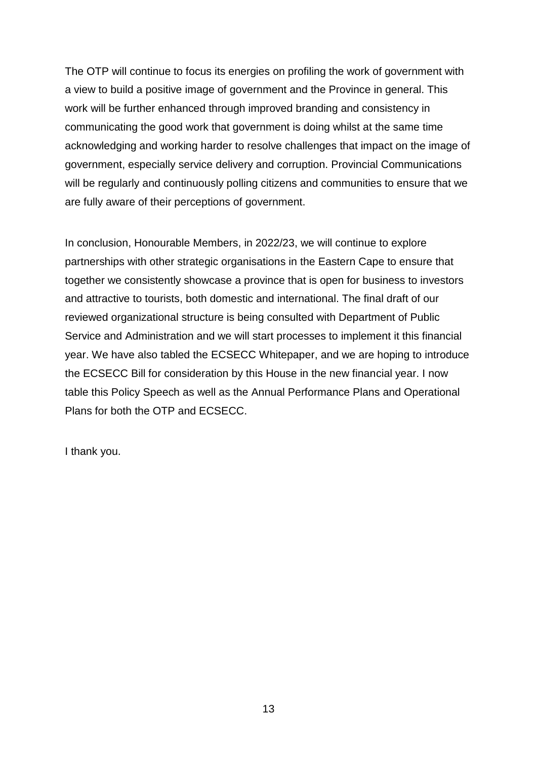The OTP will continue to focus its energies on profiling the work of government with a view to build a positive image of government and the Province in general. This work will be further enhanced through improved branding and consistency in communicating the good work that government is doing whilst at the same time acknowledging and working harder to resolve challenges that impact on the image of government, especially service delivery and corruption. Provincial Communications will be regularly and continuously polling citizens and communities to ensure that we are fully aware of their perceptions of government.

In conclusion, Honourable Members, in 2022/23, we will continue to explore partnerships with other strategic organisations in the Eastern Cape to ensure that together we consistently showcase a province that is open for business to investors and attractive to tourists, both domestic and international. The final draft of our reviewed organizational structure is being consulted with Department of Public Service and Administration and we will start processes to implement it this financial year. We have also tabled the ECSECC Whitepaper, and we are hoping to introduce the ECSECC Bill for consideration by this House in the new financial year. I now table this Policy Speech as well as the Annual Performance Plans and Operational Plans for both the OTP and ECSECC.

I thank you.